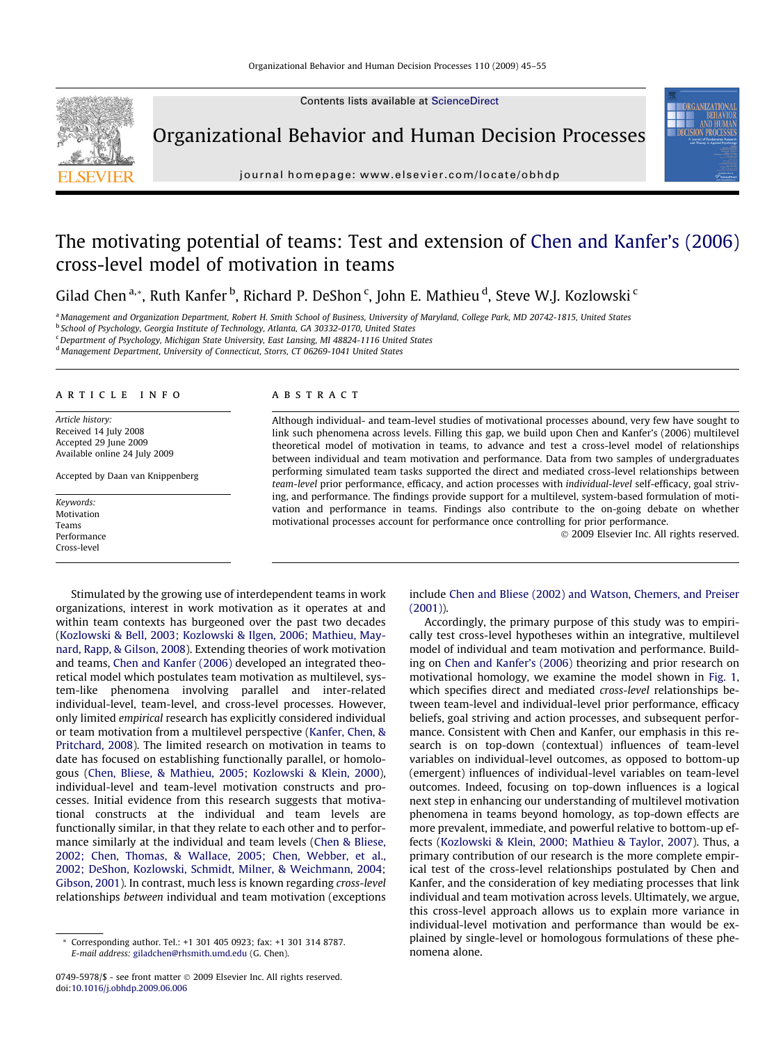# The motivating potential of teams: Test and extension of Chen and Kanfer's (2006) cross-level model of motivation in teams

Gilad Chen [a,*], Ruth Kanfer [b], Richard P. DeShon [c], John E. Mathieu [d], Steve W.J. Kozlowski [c]

[a] Management and Organization Department, Robert H. Smith School of Business, University of Maryland, College Park, MD 20742-1815, United States
[b] School of Psychology, Georgia Institute of Technology, Atlanta, GA 30332-0170, United States
[c] Department of Psychology, Michigan State University, East Lansing, MI 48824-1116 United States
[d] Management Department, University of Connecticut, Storrs, CT 06269-1041 United States

## ARTICLE INFO

*Article history:*
Received 14 July 2008
Accepted 29 June 2009
Available online 24 July 2009

Accepted by Daan van Knippenberg

*Keywords:*
Motivation
Teams
Performance
Cross-level

## ABSTRACT

Although individual- and team-level studies of motivational processes abound, very few have sought to link such phenomena across levels. Filling this gap, we build upon Chen and Kanfer's (2006) multilevel theoretical model of motivation in teams, to advance and test a cross-level model of relationships between individual and team motivation and performance. Data from two samples of undergraduates performing simulated team tasks supported the direct and mediated cross-level relationships between *team-level* prior performance, efficacy, and action processes with *individual-level* self-efficacy, goal striving, and performance. The findings provide support for a multilevel, system-based formulation of motivation and performance in teams. Findings also contribute to the on-going debate on whether motivational processes account for performance once controlling for prior performance.

© 2009 Elsevier Inc. All rights reserved.

Stimulated by the growing use of interdependent teams in work organizations, interest in work motivation as it operates at and within team contexts has burgeoned over the past two decades (Kozlowski & Bell, 2003; Kozlowski & Ilgen, 2006; Mathieu, Maynard, Rapp, & Gilson, 2008). Extending theories of work motivation and teams, Chen and Kanfer (2006) developed an integrated theoretical model which postulates team motivation as multilevel, system-like phenomena involving parallel and inter-related individual-level, team-level, and cross-level processes. However, only limited *empirical* research has explicitly considered individual or team motivation from a multilevel perspective (Kanfer, Chen, & Pritchard, 2008). The limited research on motivation in teams to date has focused on establishing functionally parallel, or homologous (Chen, Bliese, & Mathieu, 2005; Kozlowski & Klein, 2000), individual-level and team-level motivation constructs and processes. Initial evidence from this research suggests that motivational constructs at the individual and team levels are functionally similar, in that they relate to each other and to performance similarly at the individual and team levels (Chen & Bliese, 2002; Chen, Thomas, & Wallace, 2005; Chen, Webber, et al., 2002; DeShon, Kozlowski, Schmidt, Milner, & Weichmann, 2004; Gibson, 2001). In contrast, much less is known regarding *cross-level* relationships *between* individual and team motivation (exceptions include Chen and Bliese (2002) and Watson, Chemers, and Preiser (2001)).

Accordingly, the primary purpose of this study was to empirically test cross-level hypotheses within an integrative, multilevel model of individual and team motivation and performance. Building on Chen and Kanfer's (2006) theorizing and prior research on motivational homology, we examine the model shown in Fig. 1, which specifies direct and mediated *cross-level* relationships between team-level and individual-level prior performance, efficacy beliefs, goal striving and action processes, and subsequent performance. Consistent with Chen and Kanfer, our emphasis in this research is on top-down (contextual) influences of team-level variables on individual-level outcomes, as opposed to bottom-up (emergent) influences of individual-level variables on team-level outcomes. Indeed, focusing on top-down influences is a logical next step in enhancing our understanding of multilevel motivation phenomena in teams beyond homology, as top-down effects are more prevalent, immediate, and powerful relative to bottom-up effects (Kozlowski & Klein, 2000; Mathieu & Taylor, 2007). Thus, a primary contribution of our research is the more complete empirical test of the cross-level relationships postulated by Chen and Kanfer, and the consideration of key mediating processes that link individual and team motivation across levels. Ultimately, we argue, this cross-level approach allows us to explain more variance in individual-level motivation and performance than would be explained by single-level or homologous formulations of these phenomena alone.

* Corresponding author. Tel.: +1 301 405 0923; fax: +1 301 314 8787.
*E-mail address:* giladchen@rhsmith.umd.edu (G. Chen).

0749-5978/$ - see front matter © 2009 Elsevier Inc. All rights reserved.
doi:10.1016/j.obhdp.2009.06.006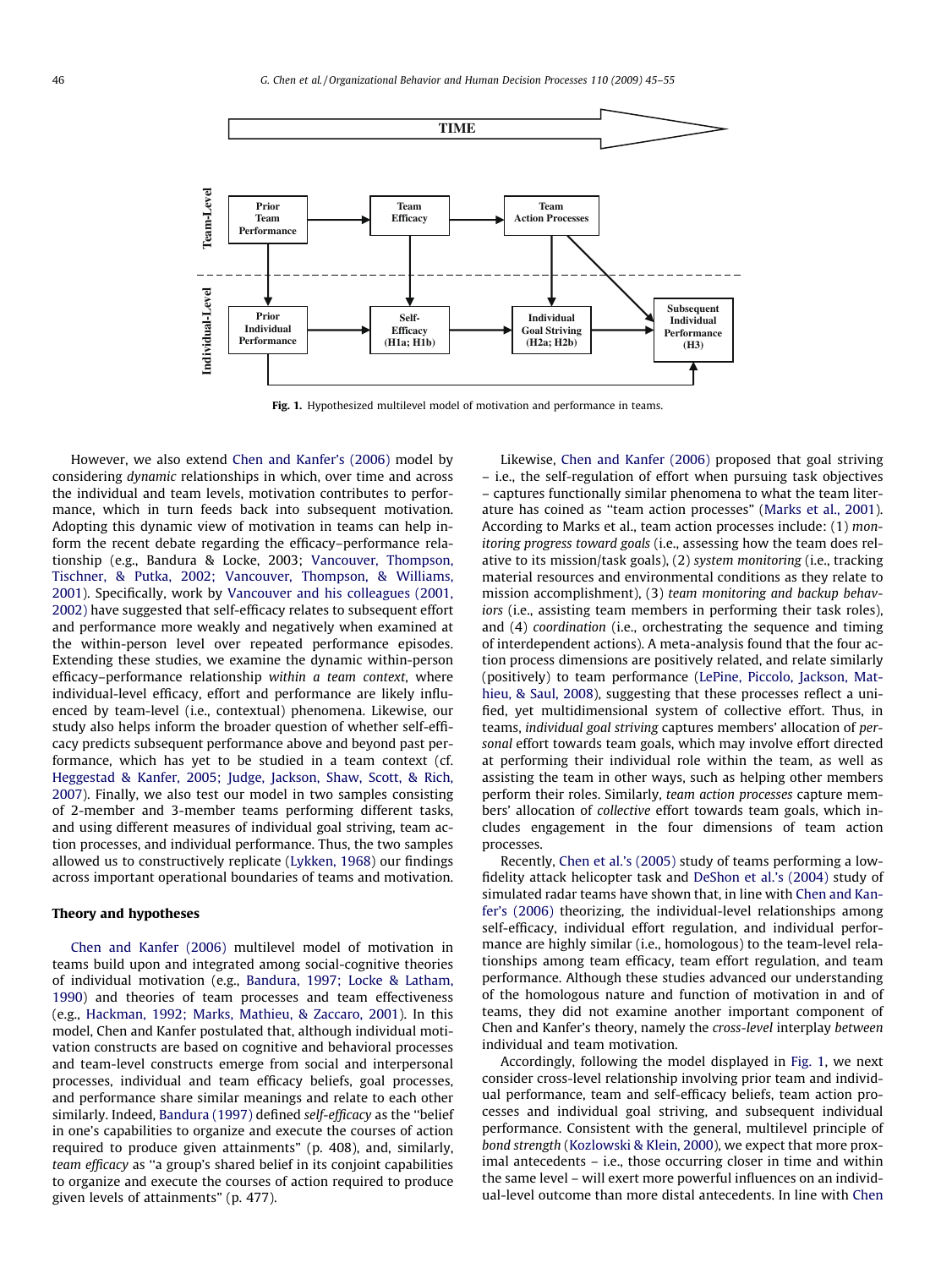**Fig. 1.** Hypothesized multilevel model of motivation and performance in teams.

However, we also extend Chen and Kanfer's (2006) model by considering *dynamic* relationships in which, over time and across the individual and team levels, motivation contributes to performance, which in turn feeds back into subsequent motivation. Adopting this dynamic view of motivation in teams can help inform the recent debate regarding the efficacy–performance relationship (e.g., Bandura & Locke, 2003; Vancouver, Thompson, Tischner, & Putka, 2002; Vancouver, Thompson, & Williams, 2001). Specifically, work by Vancouver and his colleagues (2001, 2002) have suggested that self-efficacy relates to subsequent effort and performance more weakly and negatively when examined at the within-person level over repeated performance episodes. Extending these studies, we examine the dynamic within-person efficacy–performance relationship *within a team context*, where individual-level efficacy, effort and performance are likely influenced by team-level (i.e., contextual) phenomena. Likewise, our study also helps inform the broader question of whether self-efficacy predicts subsequent performance above and beyond past performance, which has yet to be studied in a team context (cf. Heggestad & Kanfer, 2005; Judge, Jackson, Shaw, Scott, & Rich, 2007). Finally, we also test our model in two samples consisting of 2-member and 3-member teams performing different tasks, and using different measures of individual goal striving, team action processes, and individual performance. Thus, the two samples allowed us to constructively replicate (Lykken, 1968) our findings across important operational boundaries of teams and motivation.

## Theory and hypotheses

Chen and Kanfer (2006) multilevel model of motivation in teams build upon and integrated among social-cognitive theories of individual motivation (e.g., Bandura, 1997; Locke & Latham, 1990) and theories of team processes and team effectiveness (e.g., Hackman, 1992; Marks, Mathieu, & Zaccaro, 2001). In this model, Chen and Kanfer postulated that, although individual motivation constructs are based on cognitive and behavioral processes and team-level constructs emerge from social and interpersonal processes, individual and team efficacy beliefs, goal processes, and performance share similar meanings and relate to each other similarly. Indeed, Bandura (1997) defined *self-efficacy* as the "belief in one's capabilities to organize and execute the courses of action required to produce given attainments" (p. 408), and, similarly, *team efficacy* as "a group's shared belief in its conjoint capabilities to organize and execute the courses of action required to produce given levels of attainments" (p. 477).

Likewise, Chen and Kanfer (2006) proposed that goal striving – i.e., the self-regulation of effort when pursuing task objectives – captures functionally similar phenomena to what the team literature has coined as "team action processes" (Marks et al., 2001). According to Marks et al., team action processes include: (1) *monitoring progress toward goals* (i.e., assessing how the team does relative to its mission/task goals), (2) *system monitoring* (i.e., tracking material resources and environmental conditions as they relate to mission accomplishment), (3) *team monitoring and backup behaviors* (i.e., assisting team members in performing their task roles), and (4) *coordination* (i.e., orchestrating the sequence and timing of interdependent actions). A meta-analysis found that the four action process dimensions are positively related, and relate similarly (positively) to team performance (LePine, Piccolo, Jackson, Mathieu, & Saul, 2008), suggesting that these processes reflect a unified, yet multidimensional system of collective effort. Thus, in teams, *individual goal striving* captures members' allocation of *personal* effort towards team goals, which may involve effort directed at performing their individual role within the team, as well as assisting the team in other ways, such as helping other members perform their roles. Similarly, *team action processes* capture members' allocation of *collective* effort towards team goals, which includes engagement in the four dimensions of team action processes.

Recently, Chen et al.'s (2005) study of teams performing a low-fidelity attack helicopter task and DeShon et al.'s (2004) study of simulated radar teams have shown that, in line with Chen and Kanfer's (2006) theorizing, the individual-level relationships among self-efficacy, individual effort regulation, and individual performance are highly similar (i.e., homologous) to the team-level relationships among team efficacy, team effort regulation, and team performance. Although these studies advanced our understanding of the homologous nature and function of motivation in and of teams, they did not examine another important component of Chen and Kanfer's theory, namely the *cross-level* interplay *between* individual and team motivation.

Accordingly, following the model displayed in Fig. 1, we next consider cross-level relationship involving prior team and individual performance, team and self-efficacy beliefs, team action processes and individual goal striving, and subsequent individual performance. Consistent with the general, multilevel principle of *bond strength* (Kozlowski & Klein, 2000), we expect that more proximal antecedents – i.e., those occurring closer in time and within the same level – will exert more powerful influences on an individual-level outcome than more distal antecedents. In line with Chen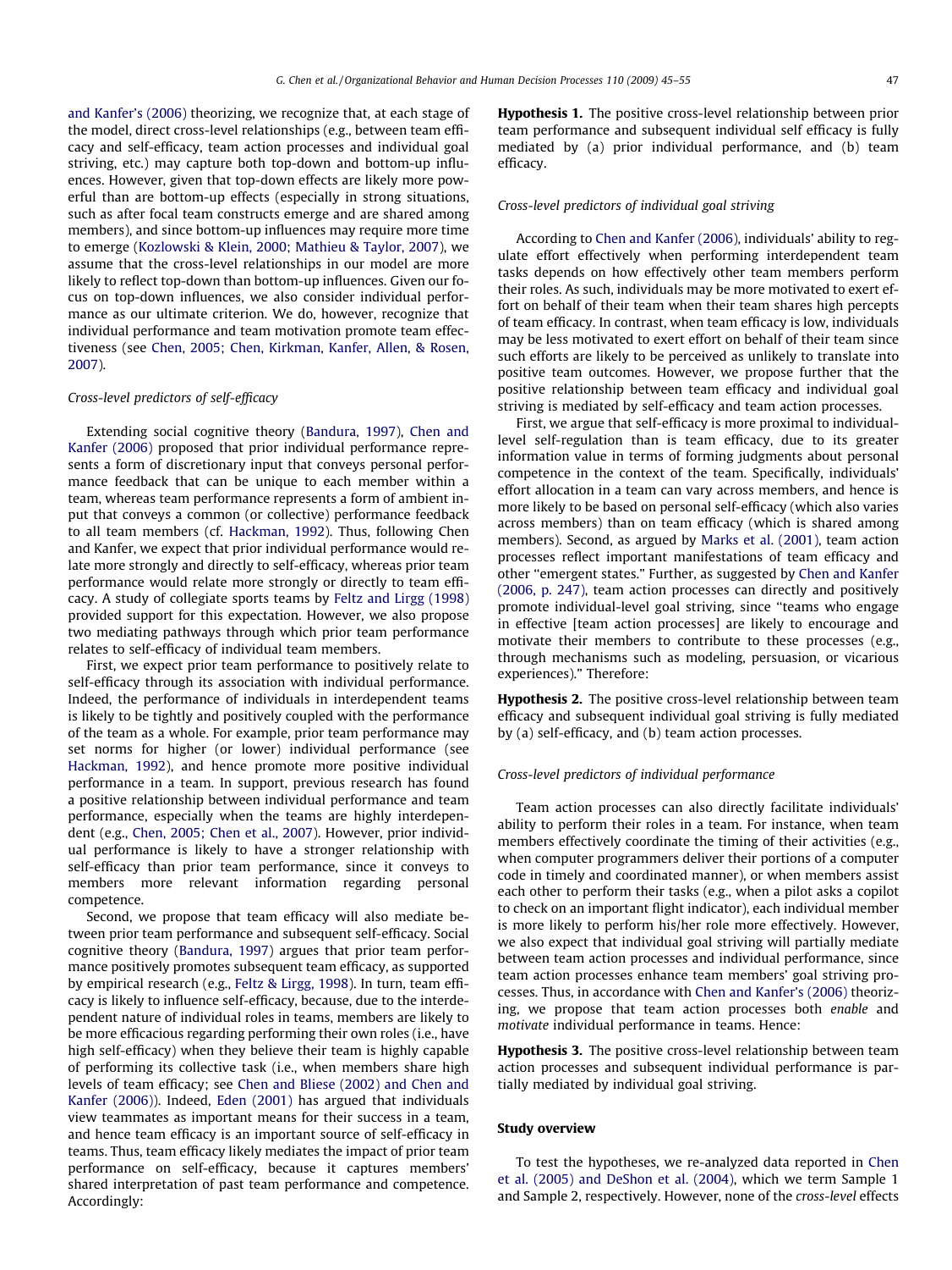and Kanfer's (2006) theorizing, we recognize that, at each stage of the model, direct cross-level relationships (e.g., between team efficacy and self-efficacy, team action processes and individual goal striving, etc.) may capture both top-down and bottom-up influences. However, given that top-down effects are likely more powerful than are bottom-up effects (especially in strong situations, such as after focal team constructs emerge and are shared among members), and since bottom-up influences may require more time to emerge (Kozlowski & Klein, 2000; Mathieu & Taylor, 2007), we assume that the cross-level relationships in our model are more likely to reflect top-down than bottom-up influences. Given our focus on top-down influences, we also consider individual performance as our ultimate criterion. We do, however, recognize that individual performance and team motivation promote team effectiveness (see Chen, 2005; Chen, Kirkman, Kanfer, Allen, & Rosen, 2007).

### *Cross-level predictors of self-efficacy*

Extending social cognitive theory (Bandura, 1997), Chen and Kanfer (2006) proposed that prior individual performance represents a form of discretionary input that conveys personal performance feedback that can be unique to each member within a team, whereas team performance represents a form of ambient input that conveys a common (or collective) performance feedback to all team members (cf. Hackman, 1992). Thus, following Chen and Kanfer, we expect that prior individual performance would relate more strongly and directly to self-efficacy, whereas prior team performance would relate more strongly or directly to team efficacy. A study of collegiate sports teams by Feltz and Lirgg (1998) provided support for this expectation. However, we also propose two mediating pathways through which prior team performance relates to self-efficacy of individual team members.

First, we expect prior team performance to positively relate to self-efficacy through its association with individual performance. Indeed, the performance of individuals in interdependent teams is likely to be tightly and positively coupled with the performance of the team as a whole. For example, prior team performance may set norms for higher (or lower) individual performance (see Hackman, 1992), and hence promote more positive individual performance in a team. In support, previous research has found a positive relationship between individual performance and team performance, especially when the teams are highly interdependent (e.g., Chen, 2005; Chen et al., 2007). However, prior individual performance is likely to have a stronger relationship with self-efficacy than prior team performance, since it conveys to members more relevant information regarding personal competence.

Second, we propose that team efficacy will also mediate between prior team performance and subsequent self-efficacy. Social cognitive theory (Bandura, 1997) argues that prior team performance positively promotes subsequent team efficacy, as supported by empirical research (e.g., Feltz & Lirgg, 1998). In turn, team efficacy is likely to influence self-efficacy, because, due to the interdependent nature of individual roles in teams, members are likely to be more efficacious regarding performing their own roles (i.e., have high self-efficacy) when they believe their team is highly capable of performing its collective task (i.e., when members share high levels of team efficacy; see Chen and Bliese (2002) and Chen and Kanfer (2006)). Indeed, Eden (2001) has argued that individuals view teammates as important means for their success in a team, and hence team efficacy is an important source of self-efficacy in teams. Thus, team efficacy likely mediates the impact of prior team performance on self-efficacy, because it captures members' shared interpretation of past team performance and competence. Accordingly:

**Hypothesis 1.** The positive cross-level relationship between prior team performance and subsequent individual self efficacy is fully mediated by (a) prior individual performance, and (b) team efficacy.

### *Cross-level predictors of individual goal striving*

According to Chen and Kanfer (2006), individuals' ability to regulate effort effectively when performing interdependent team tasks depends on how effectively other team members perform their roles. As such, individuals may be more motivated to exert effort on behalf of their team when their team shares high percepts of team efficacy. In contrast, when team efficacy is low, individuals may be less motivated to exert effort on behalf of their team since such efforts are likely to be perceived as unlikely to translate into positive team outcomes. However, we propose further that the positive relationship between team efficacy and individual goal striving is mediated by self-efficacy and team action processes.

First, we argue that self-efficacy is more proximal to individual-level self-regulation than is team efficacy, due to its greater information value in terms of forming judgments about personal competence in the context of the team. Specifically, individuals' effort allocation in a team can vary across members, and hence is more likely to be based on personal self-efficacy (which also varies across members) than on team efficacy (which is shared among members). Second, as argued by Marks et al. (2001), team action processes reflect important manifestations of team efficacy and other "emergent states." Further, as suggested by Chen and Kanfer (2006, p. 247), team action processes can directly and positively promote individual-level goal striving, since "teams who engage in effective [team action processes] are likely to encourage and motivate their members to contribute to these processes (e.g., through mechanisms such as modeling, persuasion, or vicarious experiences)." Therefore:

**Hypothesis 2.** The positive cross-level relationship between team efficacy and subsequent individual goal striving is fully mediated by (a) self-efficacy, and (b) team action processes.

### *Cross-level predictors of individual performance*

Team action processes can also directly facilitate individuals' ability to perform their roles in a team. For instance, when team members effectively coordinate the timing of their activities (e.g., when computer programmers deliver their portions of a computer code in timely and coordinated manner), or when members assist each other to perform their tasks (e.g., when a pilot asks a copilot to check on an important flight indicator), each individual member is more likely to perform his/her role more effectively. However, we also expect that individual goal striving will partially mediate between team action processes and individual performance, since team action processes enhance team members' goal striving processes. Thus, in accordance with Chen and Kanfer's (2006) theorizing, we propose that team action processes both *enable* and *motivate* individual performance in teams. Hence:

**Hypothesis 3.** The positive cross-level relationship between team action processes and subsequent individual performance is partially mediated by individual goal striving.

## Study overview

To test the hypotheses, we re-analyzed data reported in Chen et al. (2005) and DeShon et al. (2004), which we term Sample 1 and Sample 2, respectively. However, none of the *cross-level* effects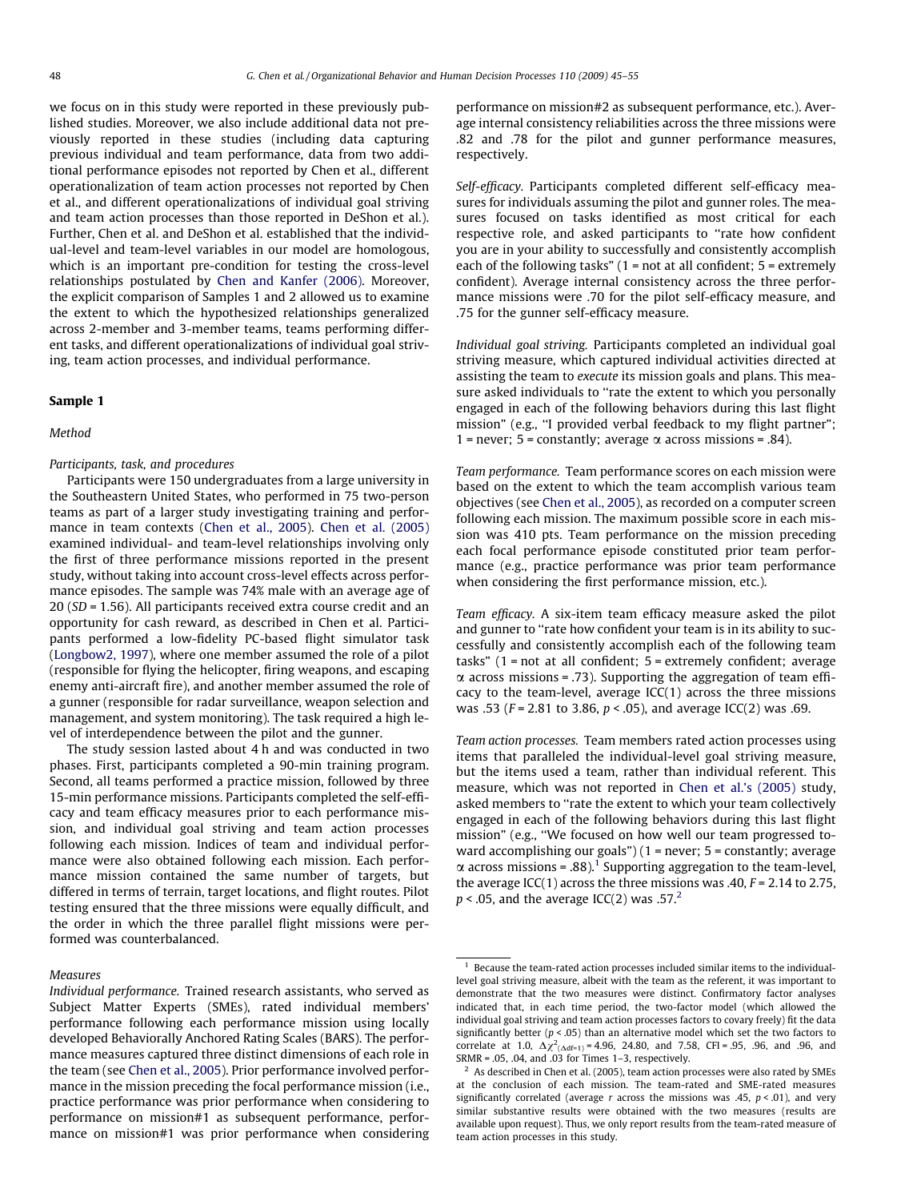we focus on in this study were reported in these previously published studies. Moreover, we also include additional data not previously reported in these studies (including data capturing previous individual and team performance, data from two additional performance episodes not reported by Chen et al., different operationalization of team action processes not reported by Chen et al., and different operationalizations of individual goal striving and team action processes than those reported in DeShon et al.). Further, Chen et al. and DeShon et al. established that the individual-level and team-level variables in our model are homologous, which is an important pre-condition for testing the cross-level relationships postulated by Chen and Kanfer (2006). Moreover, the explicit comparison of Samples 1 and 2 allowed us to examine the extent to which the hypothesized relationships generalized across 2-member and 3-member teams, teams performing different tasks, and different operationalizations of individual goal striving, team action processes, and individual performance.

## Sample 1

### Method

#### *Participants, task, and procedures*

Participants were 150 undergraduates from a large university in the Southeastern United States, who performed in 75 two-person teams as part of a larger study investigating training and performance in team contexts (Chen et al., 2005). Chen et al. (2005) examined individual- and team-level relationships involving only the first of three performance missions reported in the present study, without taking into account cross-level effects across performance episodes. The sample was 74% male with an average age of 20 (*SD* = 1.56). All participants received extra course credit and an opportunity for cash reward, as described in Chen et al. Participants performed a low-fidelity PC-based flight simulator task (Longbow2, 1997), where one member assumed the role of a pilot (responsible for flying the helicopter, firing weapons, and escaping enemy anti-aircraft fire), and another member assumed the role of a gunner (responsible for radar surveillance, weapon selection and management, and system monitoring). The task required a high level of interdependence between the pilot and the gunner.

The study session lasted about 4 h and was conducted in two phases. First, participants completed a 90-min training program. Second, all teams performed a practice mission, followed by three 15-min performance missions. Participants completed the self-efficacy and team efficacy measures prior to each performance mission, and individual goal striving and team action processes following each mission. Indices of team and individual performance were also obtained following each mission. Each performance mission contained the same number of targets, but differed in terms of terrain, target locations, and flight routes. Pilot testing ensured that the three missions were equally difficult, and the order in which the three parallel flight missions were performed was counterbalanced.

#### *Measures*

*Individual performance.* Trained research assistants, who served as Subject Matter Experts (SMEs), rated individual members' performance following each performance mission using locally developed Behaviorally Anchored Rating Scales (BARS). The performance measures captured three distinct dimensions of each role in the team (see Chen et al., 2005). Prior performance involved performance in the mission preceding the focal performance mission (i.e., practice performance was prior performance when considering to performance on mission#1 as subsequent performance, performance on mission#1 was prior performance when considering performance on mission#2 as subsequent performance, etc.). Average internal consistency reliabilities across the three missions were .82 and .78 for the pilot and gunner performance measures, respectively.

*Self-efficacy.* Participants completed different self-efficacy measures for individuals assuming the pilot and gunner roles. The measures focused on tasks identified as most critical for each respective role, and asked participants to "rate how confident you are in your ability to successfully and consistently accomplish each of the following tasks" (1 = not at all confident; 5 = extremely confident). Average internal consistency across the three performance missions were .70 for the pilot self-efficacy measure, and .75 for the gunner self-efficacy measure.

*Individual goal striving.* Participants completed an individual goal striving measure, which captured individual activities directed at assisting the team to *execute* its mission goals and plans. This measure asked individuals to "rate the extent to which you personally engaged in each of the following behaviors during this last flight mission" (e.g., "I provided verbal feedback to my flight partner"; 1 = never; 5 = constantly; average $\alpha$ across missions = .84).

*Team performance.* Team performance scores on each mission were based on the extent to which the team accomplish various team objectives (see Chen et al., 2005), as recorded on a computer screen following each mission. The maximum possible score in each mission was 410 pts. Team performance on the mission preceding each focal performance episode constituted prior team performance (e.g., practice performance was prior team performance when considering the first performance mission, etc.).

*Team efficacy.* A six-item team efficacy measure asked the pilot and gunner to "rate how confident your team is in its ability to successfully and consistently accomplish each of the following team tasks" (1 = not at all confident; 5 = extremely confident; average $\alpha$ across missions = .73). Supporting the aggregation of team efficacy to the team-level, average ICC(1) across the three missions was .53 ($F$ = 2.81 to 3.86, $p < .05$), and average ICC(2) was .69.

*Team action processes.* Team members rated action processes using items that paralleled the individual-level goal striving measure, but the items used a team, rather than individual referent. This measure, which was not reported in Chen et al.'s (2005) study, asked members to "rate the extent to which your team collectively engaged in each of the following behaviors during this last flight mission" (e.g., "We focused on how well our team progressed toward accomplishing our goals") (1 = never; 5 = constantly; average $\alpha$ across missions = .88).[1] Supporting aggregation to the team-level, the average ICC(1) across the three missions was .40, $F$ = 2.14 to 2.75, $p < .05$, and the average ICC(2) was .57.[2]

---

[1] Because the team-rated action processes included similar items to the individual-level goal striving measure, albeit with the team as the referent, it was important to demonstrate that the two measures were distinct. Confirmatory factor analyses indicated that, in each time period, the two-factor model (which allowed the individual goal striving and team action processes factors to covary freely) fit the data significantly better ($p < .05$) than an alternative model which set the two factors to correlate at 1.0, $\Delta\chi^2_{(\Delta df=1)}$ = 4.96, 24.80, and 7.58, CFI = .95, .96, and .96, and SRMR = .05, .04, and .03 for Times 1–3, respectively.

[2] As described in Chen et al. (2005), team action processes were also rated by SMEs at the conclusion of each mission. The team-rated and SME-rated measures significantly correlated (average $r$ across the missions was .45, $p < .01$), and very similar substantive results were obtained with the two measures (results are available upon request). Thus, we only report results from the team-rated measure of team action processes in this study.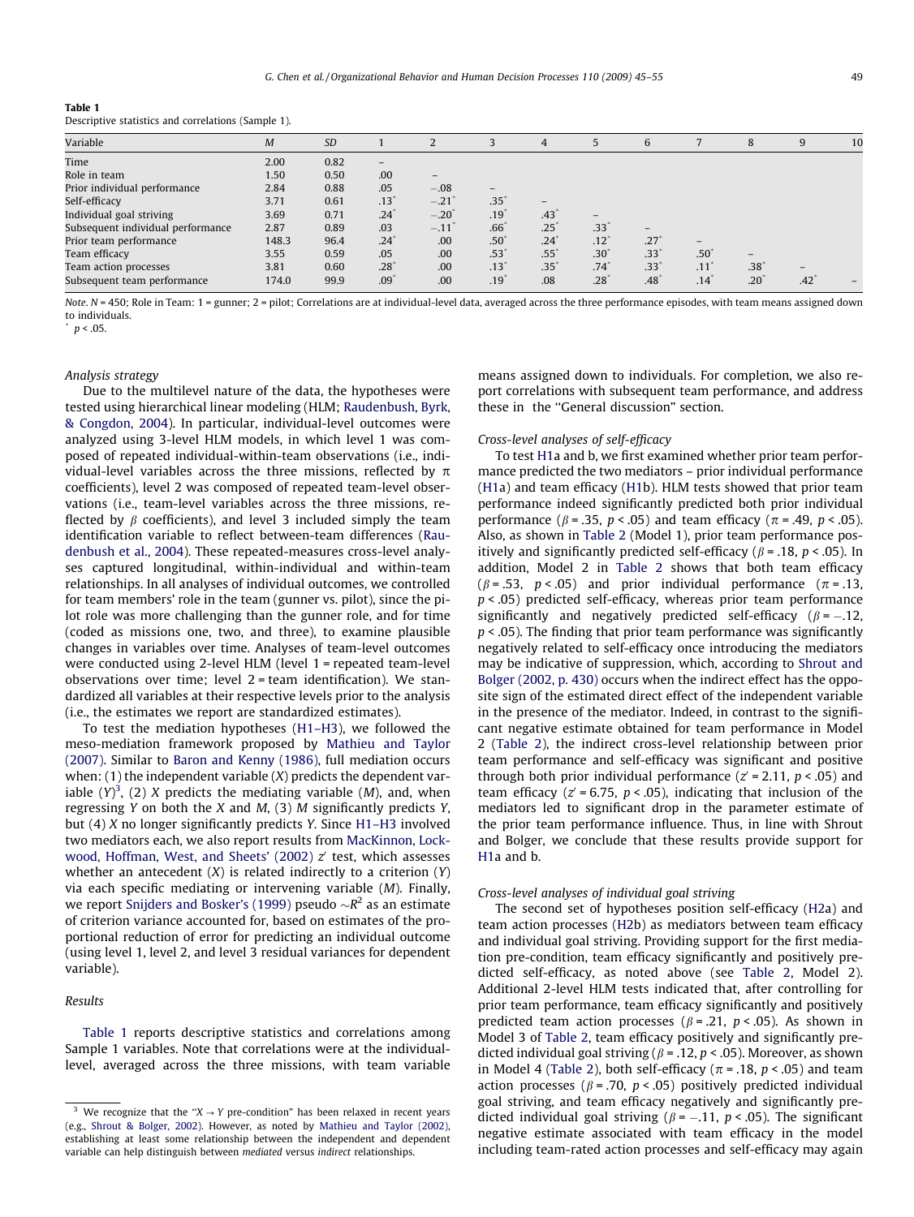**Table 1**
Descriptive statistics and correlations (Sample 1).

| Variable | M | SD | 1 | 2 | 3 | 4 | 5 | 6 | 7 | 8 | 9 | 10 |
|---|---|---|---|---|---|---|---|---|---|---|---|---|
| Time | 2.00 | 0.82 | – | | | | | | | | | |
| Role in team | 1.50 | 0.50 | .00 | – | | | | | | | | |
| Prior individual performance | 2.84 | 0.88 | .05 | −.08 | – | | | | | | | |
| Self-efficacy | 3.71 | 0.61 | .13* | −.21* | .35* | – | | | | | | |
| Individual goal striving | 3.69 | 0.71 | .24* | −.20* | .19* | .43* | – | | | | | |
| Subsequent individual performance | 2.87 | 0.89 | .03 | −.11* | .66* | .25* | .33* | – | | | | |
| Prior team performance | 148.3 | 96.4 | .24* | .00 | .50* | .24* | .12* | .27* | – | | | |
| Team efficacy | 3.55 | 0.59 | .05 | .00 | .53* | .55* | .30* | .33* | .50* | – | | |
| Team action processes | 3.81 | 0.60 | .28* | .00 | .13* | .35* | .74* | .33* | .11* | .38* | – | |
| Subsequent team performance | 174.0 | 99.9 | .09* | .00 | .19* | .08 | .28* | .48* | .14* | .20* | .42* | – |

*Note*. *N* = 450; Role in Team: 1 = gunner; 2 = pilot; Correlations are at individual-level data, averaged across the three performance episodes, with team means assigned down to individuals.
* $p < .05$.

*Analysis strategy*

Due to the multilevel nature of the data, the hypotheses were tested using hierarchical linear modeling (HLM; Raudenbush, Byrk, & Congdon, 2004). In particular, individual-level outcomes were analyzed using 3-level HLM models, in which level 1 was composed of repeated individual-within-team observations (i.e., individual-level variables across the three missions, reflected by $\pi$ coefficients), level 2 was composed of repeated team-level observations (i.e., team-level variables across the three missions, reflected by $\beta$ coefficients), and level 3 included simply the team identification variable to reflect between-team differences (Raudenbush et al., 2004). These repeated-measures cross-level analyses captured longitudinal, within-individual and within-team relationships. In all analyses of individual outcomes, we controlled for team members' role in the team (gunner vs. pilot), since the pilot role was more challenging than the gunner role, and for time (coded as missions one, two, and three), to examine plausible changes in variables over time. Analyses of team-level outcomes were conducted using 2-level HLM (level 1 = repeated team-level observations over time; level 2 = team identification). We standardized all variables at their respective levels prior to the analysis (i.e., the estimates we report are standardized estimates).

To test the mediation hypotheses (H1–H3), we followed the meso-mediation framework proposed by Mathieu and Taylor (2007). Similar to Baron and Kenny (1986), full mediation occurs when: (1) the independent variable (*X*) predicts the dependent variable (*Y*)[3], (2) *X* predicts the mediating variable (*M*), and, when regressing *Y* on both the *X* and *M*, (3) *M* significantly predicts *Y*, but (4) *X* no longer significantly predicts *Y*. Since H1–H3 involved two mediators each, we also report results from MacKinnon, Lockwood, Hoffman, West, and Sheets' (2002) $z'$ test, which assesses whether an antecedent (*X*) is related indirectly to a criterion (*Y*) via each specific mediating or intervening variable (*M*). Finally, we report Snijders and Bosker's (1999) pseudo $\sim R^2$ as an estimate of criterion variance accounted for, based on estimates of the proportional reduction of error for predicting an individual outcome (using level 1, level 2, and level 3 residual variances for dependent variable).

*Results*

Table 1 reports descriptive statistics and correlations among Sample 1 variables. Note that correlations were at the individual-level, averaged across the three missions, with team variable means assigned down to individuals. For completion, we also report correlations with subsequent team performance, and address these in the "General discussion" section.

*Cross-level analyses of self-efficacy*

To test H1a and b, we first examined whether prior team performance predicted the two mediators – prior individual performance (H1a) and team efficacy (H1b). HLM tests showed that prior team performance indeed significantly predicted both prior individual performance ($\beta = .35$, $p < .05$) and team efficacy ($\pi = .49$, $p < .05$). Also, as shown in Table 2 (Model 1), prior team performance positively and significantly predicted self-efficacy ($\beta = .18$, $p < .05$). In addition, Model 2 in Table 2 shows that both team efficacy ($\beta = .53$, $p < .05$) and prior individual performance ($\pi = .13$, $p < .05$) predicted self-efficacy, whereas prior team performance significantly and negatively predicted self-efficacy ($\beta = -.12$, $p < .05$). The finding that prior team performance was significantly negatively related to self-efficacy once introducing the mediators may be indicative of suppression, which, according to Shrout and Bolger (2002, p. 430) occurs when the indirect effect has the opposite sign of the estimated direct effect of the independent variable in the presence of the mediator. Indeed, in contrast to the significant negative estimate obtained for team performance in Model 2 (Table 2), the indirect cross-level relationship between prior team performance and self-efficacy was significant and positive through both prior individual performance ($z' = 2.11$, $p < .05$) and team efficacy ($z' = 6.75$, $p < .05$), indicating that inclusion of the mediators led to significant drop in the parameter estimate of the prior team performance influence. Thus, in line with Shrout and Bolger, we conclude that these results provide support for H1a and b.

*Cross-level analyses of individual goal striving*

The second set of hypotheses position self-efficacy (H2a) and team action processes (H2b) as mediators between team efficacy and individual goal striving. Providing support for the first mediation pre-condition, team efficacy significantly and positively predicted self-efficacy, as noted above (see Table 2, Model 2). Additional 2-level HLM tests indicated that, after controlling for prior team performance, team efficacy significantly and positively predicted team action processes ($\beta = .21$, $p < .05$). As shown in Model 3 of Table 2, team efficacy positively and significantly predicted individual goal striving ($\beta = .12$, $p < .05$). Moreover, as shown in Model 4 (Table 2), both self-efficacy ($\pi = .18$, $p < .05$) and team action processes ($\beta = .70$, $p < .05$) positively predicted individual goal striving, and team efficacy negatively and significantly predicted individual goal striving ($\beta = -.11$, $p < .05$). The significant negative estimate associated with team efficacy in the model including team-rated action processes and self-efficacy may again

[3] We recognize that the "$X \rightarrow Y$ pre-condition" has been relaxed in recent years (e.g., Shrout & Bolger, 2002). However, as noted by Mathieu and Taylor (2002), establishing at least some relationship between the independent and dependent variable can help distinguish between *mediated* versus *indirect* relationships.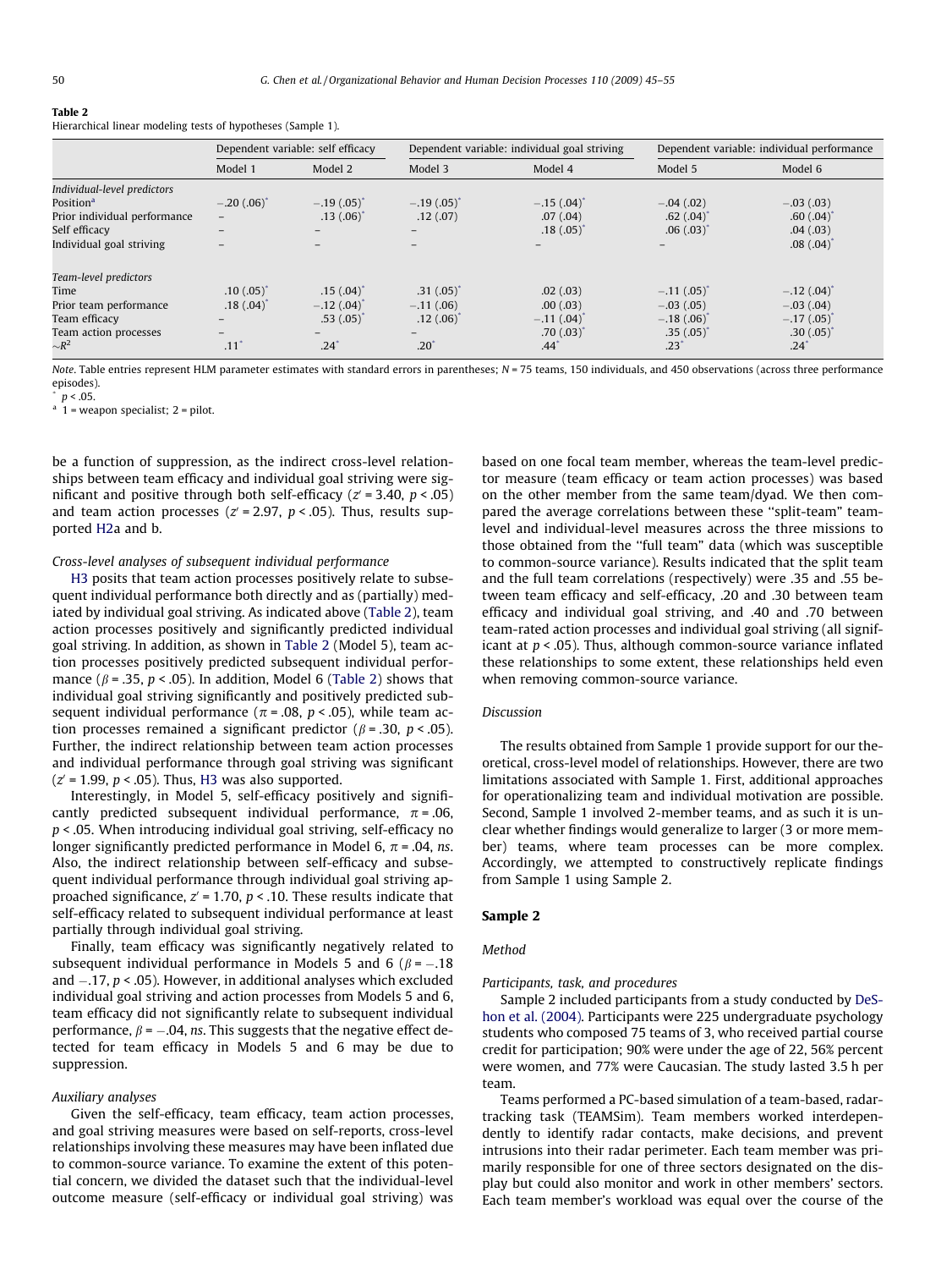**Table 2**
Hierarchical linear modeling tests of hypotheses (Sample 1).

| | Dependent variable: self efficacy | | Dependent variable: individual goal striving | | Dependent variable: individual performance | |
|---|---|---|---|---|---|---|
| | Model 1 | Model 2 | Model 3 | Model 4 | Model 5 | Model 6 |
| *Individual-level predictors* | | | | | | |
| Position[a] | −.20 (.06)* | −.19 (.05)* | −.19 (.05)* | −.15 (.04)* | −.04 (.02) | −.03 (.03) |
| Prior individual performance | – | .13 (.06)* | .12 (.07) | .07 (.04) | .62 (.04)* | .60 (.04)* |
| Self efficacy | – | – | – | .18 (.05)* | .06 (.03)* | .04 (.03) |
| Individual goal striving | – | – | – | – | – | .08 (.04)* |
| *Team-level predictors* | | | | | | |
| Time | .10 (.05)* | .15 (.04)* | .31 (.05)* | .02 (.03) | −.11 (.05)* | −.12 (.04)* |
| Prior team performance | .18 (.04)* | −.12 (.04)* | −.11 (.06) | .00 (.03) | −.03 (.05) | −.03 (.04) |
| Team efficacy | – | .53 (.05)* | .12 (.06)* | −.11 (.04)* | −.18 (.06)* | −.17 (.05)* |
| Team action processes | – | – | – | .70 (.03)* | .35 (.05)* | .30 (.05)* |
| $\sim R^2$ | .11* | .24* | .20* | .44* | .23* | .24* |

*Note*. Table entries represent HLM parameter estimates with standard errors in parentheses; $N$ = 75 teams, 150 individuals, and 450 observations (across three performance episodes).
\* $p < .05$.
[a] 1 = weapon specialist; 2 = pilot.

be a function of suppression, as the indirect cross-level relationships between team efficacy and individual goal striving were significant and positive through both self-efficacy ($z' = 3.40$, $p < .05$) and team action processes ($z' = 2.97$, $p < .05$). Thus, results supported H2a and b.

*Cross-level analyses of subsequent individual performance*

H3 posits that team action processes positively relate to subsequent individual performance both directly and as (partially) mediated by individual goal striving. As indicated above (Table 2), team action processes positively and significantly predicted individual goal striving. In addition, as shown in Table 2 (Model 5), team action processes positively predicted subsequent individual performance ($\beta = .35$, $p < .05$). In addition, Model 6 (Table 2) shows that individual goal striving significantly and positively predicted subsequent individual performance ($\pi = .08$, $p < .05$), while team action processes remained a significant predictor ($\beta = .30$, $p < .05$). Further, the indirect relationship between team action processes and individual performance through goal striving was significant ($z' = 1.99$, $p < .05$). Thus, H3 was also supported.

Interestingly, in Model 5, self-efficacy positively and significantly predicted subsequent individual performance, $\pi = .06$, $p < .05$. When introducing individual goal striving, self-efficacy no longer significantly predicted performance in Model 6, $\pi = .04$, *ns*. Also, the indirect relationship between self-efficacy and subsequent individual performance through individual goal striving approached significance, $z' = 1.70$, $p < .10$. These results indicate that self-efficacy related to subsequent individual performance at least partially through individual goal striving.

Finally, team efficacy was significantly negatively related to subsequent individual performance in Models 5 and 6 ($\beta = -.18$ and $-.17$, $p < .05$). However, in additional analyses which excluded individual goal striving and action processes from Models 5 and 6, team efficacy did not significantly relate to subsequent individual performance, $\beta = -.04$, *ns*. This suggests that the negative effect detected for team efficacy in Models 5 and 6 may be due to suppression.

*Auxiliary analyses*

Given the self-efficacy, team efficacy, team action processes, and goal striving measures were based on self-reports, cross-level relationships involving these measures may have been inflated due to common-source variance. To examine the extent of this potential concern, we divided the dataset such that the individual-level outcome measure (self-efficacy or individual goal striving) was based on one focal team member, whereas the team-level predictor measure (team efficacy or team action processes) was based on the other member from the same team/dyad. We then compared the average correlations between these "split-team" team-level and individual-level measures across the three missions to those obtained from the "full team" data (which was susceptible to common-source variance). Results indicated that the split team and the full team correlations (respectively) were .35 and .55 between team efficacy and self-efficacy, .20 and .30 between team efficacy and individual goal striving, and .40 and .70 between team-rated action processes and individual goal striving (all significant at $p < .05$). Thus, although common-source variance inflated these relationships to some extent, these relationships held even when removing common-source variance.

*Discussion*

The results obtained from Sample 1 provide support for our theoretical, cross-level model of relationships. However, there are two limitations associated with Sample 1. First, additional approaches for operationalizing team and individual motivation are possible. Second, Sample 1 involved 2-member teams, and as such it is unclear whether findings would generalize to larger (3 or more member) teams, where team processes can be more complex. Accordingly, we attempted to constructively replicate findings from Sample 1 using Sample 2.

## Sample 2

*Method*

*Participants, task, and procedures*

Sample 2 included participants from a study conducted by DeShon et al. (2004). Participants were 225 undergraduate psychology students who composed 75 teams of 3, who received partial course credit for participation; 90% were under the age of 22, 56% percent were women, and 77% were Caucasian. The study lasted 3.5 h per team.

Teams performed a PC-based simulation of a team-based, radar-tracking task (TEAMSim). Team members worked interdependently to identify radar contacts, make decisions, and prevent intrusions into their radar perimeter. Each team member was primarily responsible for one of three sectors designated on the display but could also monitor and work in other members' sectors. Each team member's workload was equal over the course of the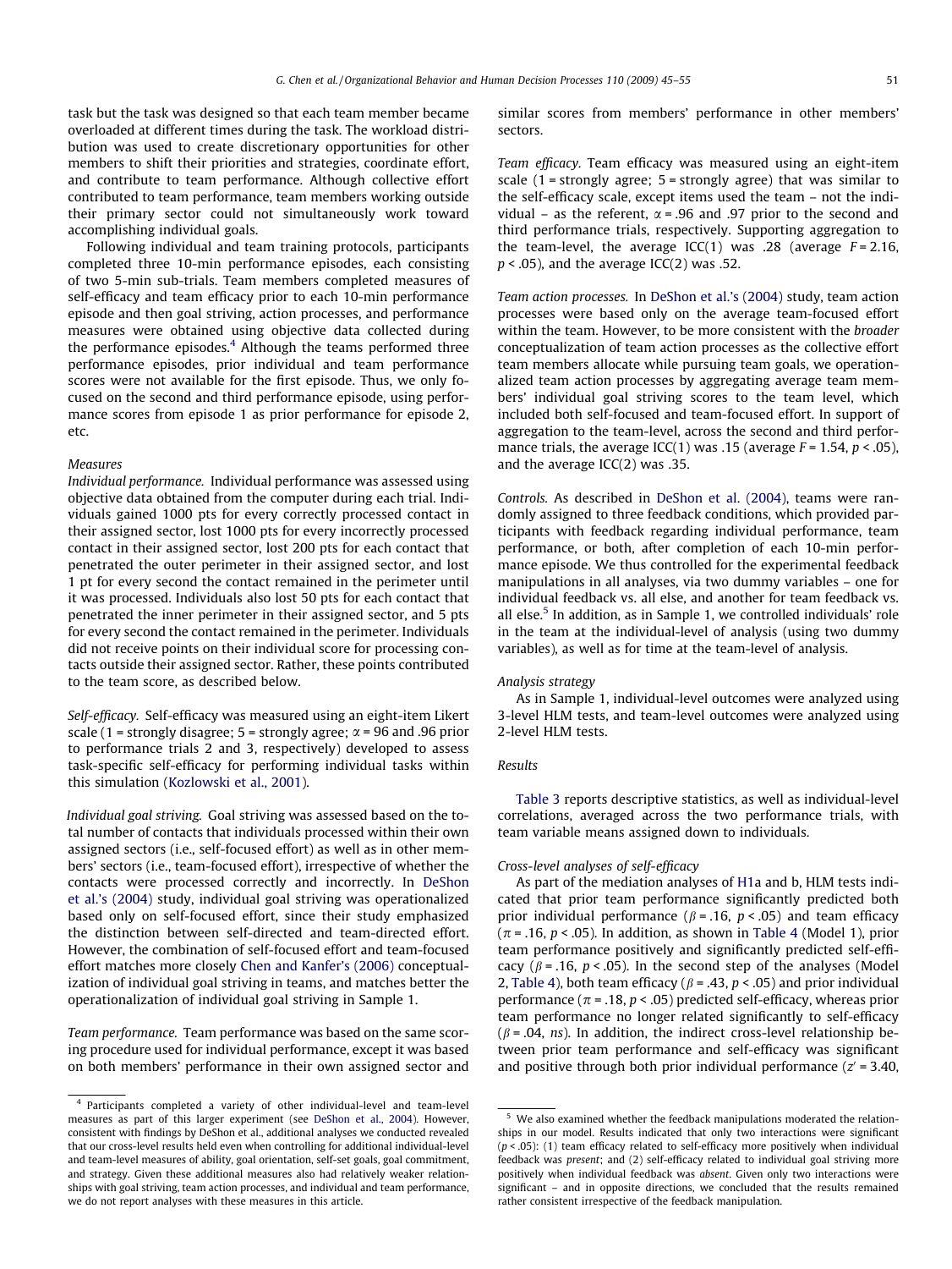task but the task was designed so that each team member became overloaded at different times during the task. The workload distribution was used to create discretionary opportunities for other members to shift their priorities and strategies, coordinate effort, and contribute to team performance. Although collective effort contributed to team performance, team members working outside their primary sector could not simultaneously work toward accomplishing individual goals.

Following individual and team training protocols, participants completed three 10-min performance episodes, each consisting of two 5-min sub-trials. Team members completed measures of self-efficacy and team efficacy prior to each 10-min performance episode and then goal striving, action processes, and performance measures were obtained using objective data collected during the performance episodes.[4] Although the teams performed three performance episodes, prior individual and team performance scores were not available for the first episode. Thus, we only focused on the second and third performance episode, using performance scores from episode 1 as prior performance for episode 2, etc.

### Measures

*Individual performance.* Individual performance was assessed using objective data obtained from the computer during each trial. Individuals gained 1000 pts for every correctly processed contact in their assigned sector, lost 1000 pts for every incorrectly processed contact in their assigned sector, lost 200 pts for each contact that penetrated the outer perimeter in their assigned sector, and lost 1 pt for every second the contact remained in the perimeter until it was processed. Individuals also lost 50 pts for each contact that penetrated the inner perimeter in their assigned sector, and 5 pts for every second the contact remained in the perimeter. Individuals did not receive points on their individual score for processing contacts outside their assigned sector. Rather, these points contributed to the team score, as described below.

*Self-efficacy.* Self-efficacy was measured using an eight-item Likert scale (1 = strongly disagree; 5 = strongly agree; $\alpha$ = 96 and .96 prior to performance trials 2 and 3, respectively) developed to assess task-specific self-efficacy for performing individual tasks within this simulation (Kozlowski et al., 2001).

*Individual goal striving.* Goal striving was assessed based on the total number of contacts that individuals processed within their own assigned sectors (i.e., self-focused effort) as well as in other members' sectors (i.e., team-focused effort), irrespective of whether the contacts were processed correctly and incorrectly. In DeShon et al.'s (2004) study, individual goal striving was operationalized based only on self-focused effort, since their study emphasized the distinction between self-directed and team-directed effort. However, the combination of self-focused effort and team-focused effort matches more closely Chen and Kanfer's (2006) conceptualization of individual goal striving in teams, and matches better the operationalization of individual goal striving in Sample 1.

*Team performance.* Team performance was based on the same scoring procedure used for individual performance, except it was based on both members' performance in their own assigned sector and similar scores from members' performance in other members' sectors.

*Team efficacy.* Team efficacy was measured using an eight-item scale (1 = strongly agree; 5 = strongly agree) that was similar to the self-efficacy scale, except items used the team – not the individual – as the referent, $\alpha$ = .96 and .97 prior to the second and third performance trials, respectively. Supporting aggregation to the team-level, the average ICC(1) was .28 (average $F$ = 2.16, $p$ < .05), and the average ICC(2) was .52.

*Team action processes.* In DeShon et al.'s (2004) study, team action processes were based only on the average team-focused effort within the team. However, to be more consistent with the *broader* conceptualization of team action processes as the collective effort team members allocate while pursuing team goals, we operationalized team action processes by aggregating average team members' individual goal striving scores to the team level, which included both self-focused and team-focused effort. In support of aggregation to the team-level, across the second and third performance trials, the average ICC(1) was .15 (average $F$ = 1.54, $p$ < .05), and the average ICC(2) was .35.

*Controls.* As described in DeShon et al. (2004), teams were randomly assigned to three feedback conditions, which provided participants with feedback regarding individual performance, team performance, or both, after completion of each 10-min performance episode. We thus controlled for the experimental feedback manipulations in all analyses, via two dummy variables – one for individual feedback vs. all else, and another for team feedback vs. all else.[5] In addition, as in Sample 1, we controlled individuals' role in the team at the individual-level of analysis (using two dummy variables), as well as for time at the team-level of analysis.

### Analysis strategy

As in Sample 1, individual-level outcomes were analyzed using 3-level HLM tests, and team-level outcomes were analyzed using 2-level HLM tests.

### Results

Table 3 reports descriptive statistics, as well as individual-level correlations, averaged across the two performance trials, with team variable means assigned down to individuals.

#### Cross-level analyses of self-efficacy

As part of the mediation analyses of H1a and b, HLM tests indicated that prior team performance significantly predicted both prior individual performance ($\beta$ = .16, $p$ < .05) and team efficacy ($\pi$ = .16, $p$ < .05). In addition, as shown in Table 4 (Model 1), prior team performance positively and significantly predicted self-efficacy ($\beta$ = .16, $p$ < .05). In the second step of the analyses (Model 2, Table 4), both team efficacy ($\beta$ = .43, $p$ < .05) and prior individual performance ($\pi$ = .18, $p$ < .05) predicted self-efficacy, whereas prior team performance no longer related significantly to self-efficacy ($\beta$ = .04, *ns*). In addition, the indirect cross-level relationship between prior team performance and self-efficacy was significant and positive through both prior individual performance ($z'$ = 3.40,

---

[4] Participants completed a variety of other individual-level and team-level measures as part of this larger experiment (see DeShon et al., 2004). However, consistent with findings by DeShon et al., additional analyses we conducted revealed that our cross-level results held even when controlling for additional individual-level and team-level measures of ability, goal orientation, self-set goals, goal commitment, and strategy. Given these additional measures also had relatively weaker relationships with goal striving, team action processes, and individual and team performance, we do not report analyses with these measures in this article.

[5] We also examined whether the feedback manipulations moderated the relationships in our model. Results indicated that only two interactions were significant ($p$ < .05): (1) team efficacy related to self-efficacy more positively when individual feedback was *present*; and (2) self-efficacy related to individual goal striving more positively when individual feedback was *absent*. Given only two interactions were significant – and in opposite directions, we concluded that the results remained rather consistent irrespective of the feedback manipulation.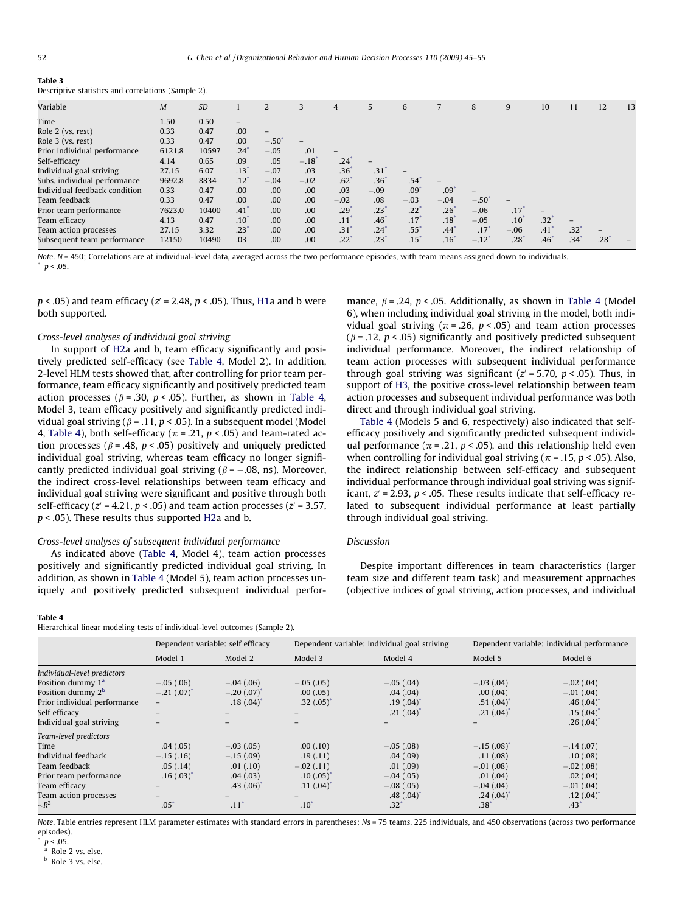**Table 3**
Descriptive statistics and correlations (Sample 2).

| Variable | *M* | *SD* | 1 | 2 | 3 | 4 | 5 | 6 | 7 | 8 | 9 | 10 | 11 | 12 | 13 |
|---|---|---|---|---|---|---|---|---|---|---|---|---|---|---|---|
| Time | 1.50 | 0.50 | – | | | | | | | | | | | | |
| Role 2 (vs. rest) | 0.33 | 0.47 | .00 | – | | | | | | | | | | | |
| Role 3 (vs. rest) | 0.33 | 0.47 | .00 | −.50* | – | | | | | | | | | | |
| Prior individual performance | 6121.8 | 10597 | .24* | −.05 | .01 | – | | | | | | | | | |
| Self-efficacy | 4.14 | 0.65 | .09 | .05 | −.18* | .24* | – | | | | | | | | |
| Individual goal striving | 27.15 | 6.07 | .13* | −.07 | .03 | .36* | .31* | – | | | | | | | |
| Subs. individual performance | 9692.8 | 8834 | .12* | −.04 | −.02 | .62* | .36* | .54* | – | | | | | | |
| Individual feedback condition | 0.33 | 0.47 | .00 | .00 | .00 | .03 | −.09 | .09* | .09* | – | | | | | |
| Team feedback | 0.33 | 0.47 | .00 | .00 | .00 | −.02 | .08 | −.03 | −.04 | −.50* | – | | | | |
| Prior team performance | 7623.0 | 10400 | .41* | .00 | .00 | .29* | .23* | .22* | .26* | −.06 | .17* | – | | | |
| Team efficacy | 4.13 | 0.47 | .10* | .00 | .00 | .11* | .46* | .17* | .18* | −.05 | .10* | .32* | – | | |
| Team action processes | 27.15 | 3.32 | .23* | .00 | .00 | .31* | .24* | .55* | .44* | .17* | −.06 | .41* | .32* | – | |
| Subsequent team performance | 12150 | 10490 | .03 | .00 | .00 | .22* | .23* | .15* | .16* | −.12* | .28* | .46* | .34* | .28* | – |

*Note*. *N* = 450; Correlations are at individual-level data, averaged across the two performance episodes, with team means assigned down to individuals.
\* $p < .05$.

$p < .05$) and team efficacy ($z' = 2.48$, $p < .05$). Thus, H1a and b were both supported.

### Cross-level analyses of individual goal striving

In support of H2a and b, team efficacy significantly and positively predicted self-efficacy (see Table 4, Model 2). In addition, 2-level HLM tests showed that, after controlling for prior team performance, team efficacy significantly and positively predicted team action processes ($\beta = .30$, $p < .05$). Further, as shown in Table 4, Model 3, team efficacy positively and significantly predicted individual goal striving ($\beta = .11$, $p < .05$). In a subsequent model (Model 4, Table 4), both self-efficacy ($\pi = .21$, $p < .05$) and team-rated action processes ($\beta = .48$, $p < .05$) positively and uniquely predicted individual goal striving, whereas team efficacy no longer significantly predicted individual goal striving ($\beta = -.08$, ns). Moreover, the indirect cross-level relationships between team efficacy and individual goal striving were significant and positive through both self-efficacy ($z' = 4.21$, $p < .05$) and team action processes ($z' = 3.57$, $p < .05$). These results thus supported H2a and b.

### Cross-level analyses of subsequent individual performance

As indicated above (Table 4, Model 4), team action processes positively and significantly predicted individual goal striving. In addition, as shown in Table 4 (Model 5), team action processes uniquely and positively predicted subsequent individual performance, $\beta = .24$, $p < .05$. Additionally, as shown in Table 4 (Model 6), when including individual goal striving in the model, both individual goal striving ($\pi = .26$, $p < .05$) and team action processes ($\beta = .12$, $p < .05$) significantly and positively predicted subsequent individual performance. Moreover, the indirect relationship of team action processes with subsequent individual performance through goal striving was significant ($z' = 5.70$, $p < .05$). Thus, in support of H3, the positive cross-level relationship between team action processes and subsequent individual performance was both direct and through individual goal striving.

Table 4 (Models 5 and 6, respectively) also indicated that self-efficacy positively and significantly predicted subsequent individual performance ($\pi = .21$, $p < .05$), and this relationship held even when controlling for individual goal striving ($\pi = .15$, $p < .05$). Also, the indirect relationship between self-efficacy and subsequent individual performance through individual goal striving was significant, $z' = 2.93$, $p < .05$. These results indicate that self-efficacy related to subsequent individual performance at least partially through individual goal striving.

## Discussion

Despite important differences in team characteristics (larger team size and different team task) and measurement approaches (objective indices of goal striving, action processes, and individual

**Table 4**
Hierarchical linear modeling tests of individual-level outcomes (Sample 2).

| | Dependent variable: self efficacy | | Dependent variable: individual goal striving | | Dependent variable: individual performance | |
|---|---|---|---|---|---|---|
| | Model 1 | Model 2 | Model 3 | Model 4 | Model 5 | Model 6 |
| *Individual-level predictors* | | | | | | |
| Position dummy 1[a] | −.05 (.06) | −.04 (.06) | −.05 (.05) | −.05 (.04) | −.03 (.04) | −.02 (.04) |
| Position dummy 2[b] | −.21 (.07)* | −.20 (.07)* | .00 (.05) | .04 (.04) | .00 (.04) | −.01 (.04) |
| Prior individual performance | – | .18 (.04)* | .32 (.05)* | .19 (.04)* | .51 (.04)* | .46 (.04)* |
| Self efficacy | – | – | – | .21 (.04)* | .21 (.04)* | .15 (.04)* |
| Individual goal striving | – | – | – | – | – | .26 (.04)* |
| *Team-level predictors* | | | | | | |
| Time | .04 (.05) | −.03 (.05) | .00 (.10) | −.05 (.08) | −.15 (.08)* | −.14 (.07) |
| Individual feedback | −.15 (.16) | −.15 (.09) | .19 (.11) | .04 (.09) | .11 (.08) | .10 (.08) |
| Team feedback | .05 (.14) | .01 (.10) | −.02 (.11) | .01 (.09) | −.01 (.08) | −.02 (.08) |
| Prior team performance | .16 (.03)* | .04 (.03) | .10 (.05)* | −.04 (.05) | .01 (.04) | .02 (.04) |
| Team efficacy | – | .43 (.06)* | .11 (.04)* | −.08 (.05) | −.04 (.04) | −.01 (.04) |
| Team action processes | – | – | – | .48 (.04)* | .24 (.04)* | .12 (.04)* |
| $\sim R^2$ | .05* | .11* | .10* | .32* | .38* | .43* |

*Note*. Table entries represent HLM parameter estimates with standard errors in parentheses; *N*s = 75 teams, 225 individuals, and 450 observations (across two performance episodes).
\* $p < .05$.
[a] Role 2 vs. else.
[b] Role 3 vs. else.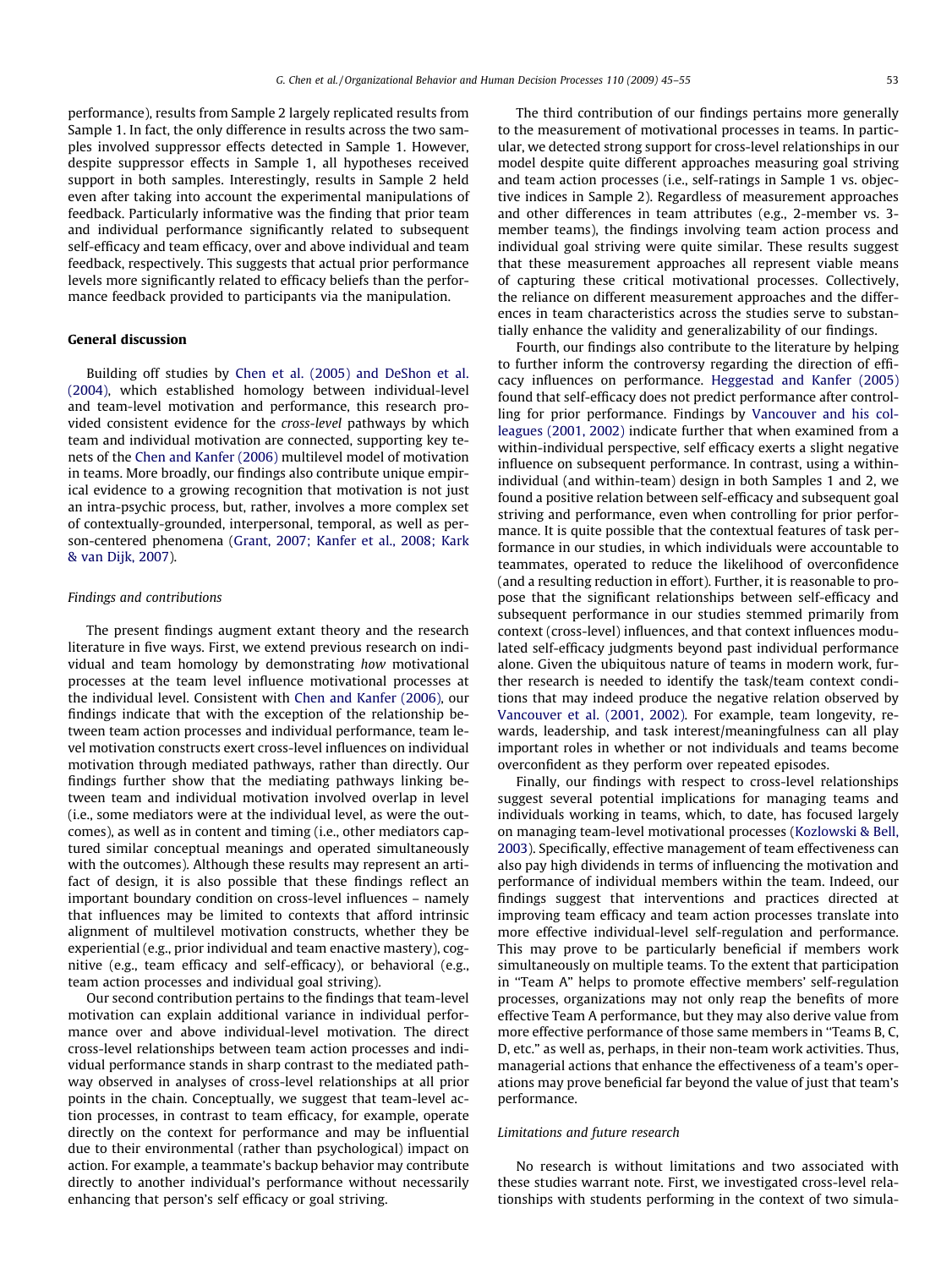performance), results from Sample 2 largely replicated results from Sample 1. In fact, the only difference in results across the two samples involved suppressor effects detected in Sample 1. However, despite suppressor effects in Sample 1, all hypotheses received support in both samples. Interestingly, results in Sample 2 held even after taking into account the experimental manipulations of feedback. Particularly informative was the finding that prior team and individual performance significantly related to subsequent self-efficacy and team efficacy, over and above individual and team feedback, respectively. This suggests that actual prior performance levels more significantly related to efficacy beliefs than the performance feedback provided to participants via the manipulation.

## General discussion

Building off studies by Chen et al. (2005) and DeShon et al. (2004), which established homology between individual-level and team-level motivation and performance, this research provided consistent evidence for the *cross-level* pathways by which team and individual motivation are connected, supporting key tenets of the Chen and Kanfer (2006) multilevel model of motivation in teams. More broadly, our findings also contribute unique empirical evidence to a growing recognition that motivation is not just an intra-psychic process, but, rather, involves a more complex set of contextually-grounded, interpersonal, temporal, as well as person-centered phenomena (Grant, 2007; Kanfer et al., 2008; Kark & van Dijk, 2007).

### Findings and contributions

The present findings augment extant theory and the research literature in five ways. First, we extend previous research on individual and team homology by demonstrating *how* motivational processes at the team level influence motivational processes at the individual level. Consistent with Chen and Kanfer (2006), our findings indicate that with the exception of the relationship between team action processes and individual performance, team level motivation constructs exert cross-level influences on individual motivation through mediated pathways, rather than directly. Our findings further show that the mediating pathways linking between team and individual motivation involved overlap in level (i.e., some mediators were at the individual level, as were the outcomes), as well as in content and timing (i.e., other mediators captured similar conceptual meanings and operated simultaneously with the outcomes). Although these results may represent an artifact of design, it is also possible that these findings reflect an important boundary condition on cross-level influences – namely that influences may be limited to contexts that afford intrinsic alignment of multilevel motivation constructs, whether they be experiential (e.g., prior individual and team enactive mastery), cognitive (e.g., team efficacy and self-efficacy), or behavioral (e.g., team action processes and individual goal striving).

Our second contribution pertains to the findings that team-level motivation can explain additional variance in individual performance over and above individual-level motivation. The direct cross-level relationships between team action processes and individual performance stands in sharp contrast to the mediated pathway observed in analyses of cross-level relationships at all prior points in the chain. Conceptually, we suggest that team-level action processes, in contrast to team efficacy, for example, operate directly on the context for performance and may be influential due to their environmental (rather than psychological) impact on action. For example, a teammate's backup behavior may contribute directly to another individual's performance without necessarily enhancing that person's self efficacy or goal striving.

The third contribution of our findings pertains more generally to the measurement of motivational processes in teams. In particular, we detected strong support for cross-level relationships in our model despite quite different approaches measuring goal striving and team action processes (i.e., self-ratings in Sample 1 vs. objective indices in Sample 2). Regardless of measurement approaches and other differences in team attributes (e.g., 2-member vs. 3-member teams), the findings involving team action process and individual goal striving were quite similar. These results suggest that these measurement approaches all represent viable means of capturing these critical motivational processes. Collectively, the reliance on different measurement approaches and the differences in team characteristics across the studies serve to substantially enhance the validity and generalizability of our findings.

Fourth, our findings also contribute to the literature by helping to further inform the controversy regarding the direction of efficacy influences on performance. Heggestad and Kanfer (2005) found that self-efficacy does not predict performance after controlling for prior performance. Findings by Vancouver and his colleagues (2001, 2002) indicate further that when examined from a within-individual perspective, self efficacy exerts a slight negative influence on subsequent performance. In contrast, using a within-individual (and within-team) design in both Samples 1 and 2, we found a positive relation between self-efficacy and subsequent goal striving and performance, even when controlling for prior performance. It is quite possible that the contextual features of task performance in our studies, in which individuals were accountable to teammates, operated to reduce the likelihood of overconfidence (and a resulting reduction in effort). Further, it is reasonable to propose that the significant relationships between self-efficacy and subsequent performance in our studies stemmed primarily from context (cross-level) influences, and that context influences modulated self-efficacy judgments beyond past individual performance alone. Given the ubiquitous nature of teams in modern work, further research is needed to identify the task/team context conditions that may indeed produce the negative relation observed by Vancouver et al. (2001, 2002). For example, team longevity, rewards, leadership, and task interest/meaningfulness can all play important roles in whether or not individuals and teams become overconfident as they perform over repeated episodes.

Finally, our findings with respect to cross-level relationships suggest several potential implications for managing teams and individuals working in teams, which, to date, has focused largely on managing team-level motivational processes (Kozlowski & Bell, 2003). Specifically, effective management of team effectiveness can also pay high dividends in terms of influencing the motivation and performance of individual members within the team. Indeed, our findings suggest that interventions and practices directed at improving team efficacy and team action processes translate into more effective individual-level self-regulation and performance. This may prove to be particularly beneficial if members work simultaneously on multiple teams. To the extent that participation in "Team A" helps to promote effective members' self-regulation processes, organizations may not only reap the benefits of more effective Team A performance, but they may also derive value from more effective performance of those same members in "Teams B, C, D, etc." as well as, perhaps, in their non-team work activities. Thus, managerial actions that enhance the effectiveness of a team's operations may prove beneficial far beyond the value of just that team's performance.

### Limitations and future research

No research is without limitations and two associated with these studies warrant note. First, we investigated cross-level relationships with students performing in the context of two simula-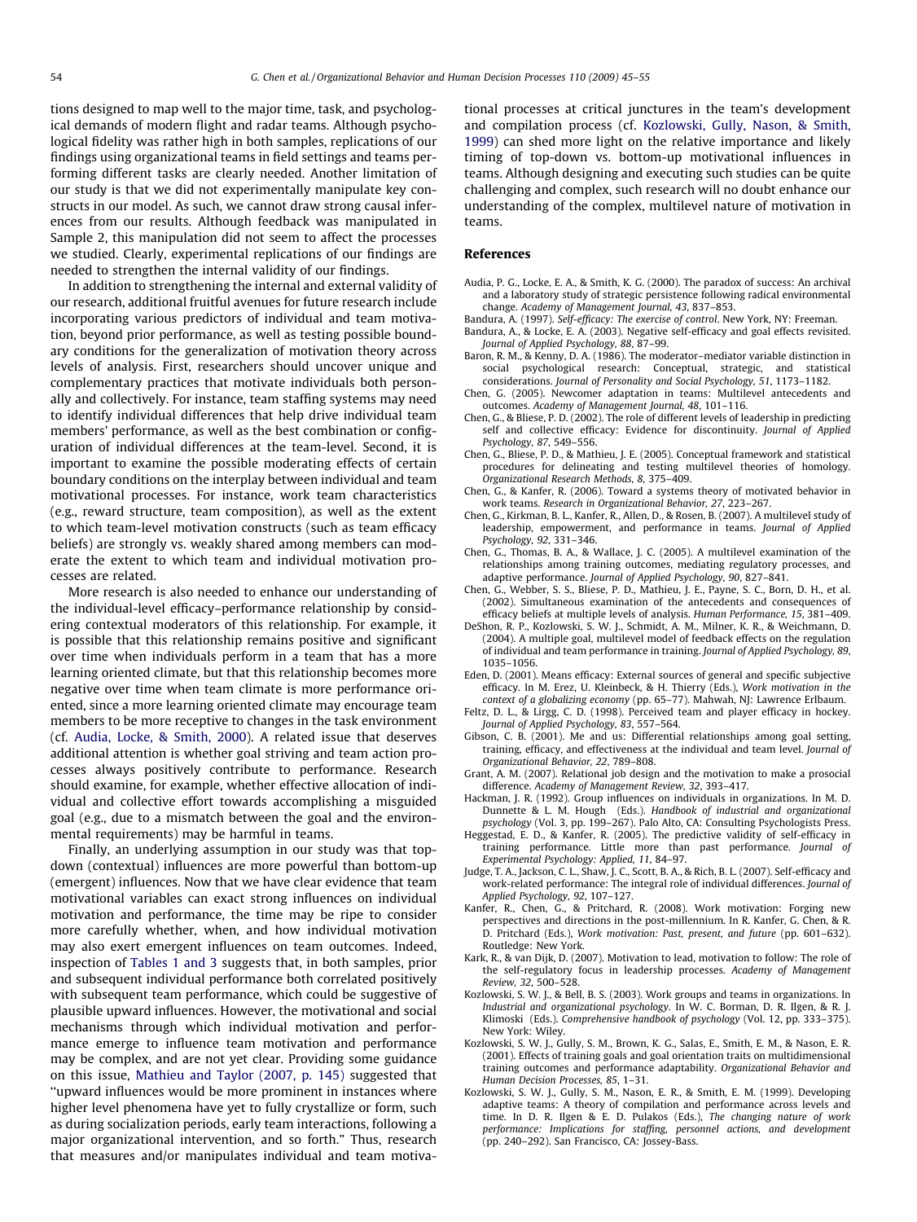tions designed to map well to the major time, task, and psychological demands of modern flight and radar teams. Although psychological fidelity was rather high in both samples, replications of our findings using organizational teams in field settings and teams performing different tasks are clearly needed. Another limitation of our study is that we did not experimentally manipulate key constructs in our model. As such, we cannot draw strong causal inferences from our results. Although feedback was manipulated in Sample 2, this manipulation did not seem to affect the processes we studied. Clearly, experimental replications of our findings are needed to strengthen the internal validity of our findings.

In addition to strengthening the internal and external validity of our research, additional fruitful avenues for future research include incorporating various predictors of individual and team motivation, beyond prior performance, as well as testing possible boundary conditions for the generalization of motivation theory across levels of analysis. First, researchers should uncover unique and complementary practices that motivate individuals both personally and collectively. For instance, team staffing systems may need to identify individual differences that help drive individual team members' performance, as well as the best combination or configuration of individual differences at the team-level. Second, it is important to examine the possible moderating effects of certain boundary conditions on the interplay between individual and team motivational processes. For instance, work team characteristics (e.g., reward structure, team composition), as well as the extent to which team-level motivation constructs (such as team efficacy beliefs) are strongly vs. weakly shared among members can moderate the extent to which team and individual motivation processes are related.

More research is also needed to enhance our understanding of the individual-level efficacy–performance relationship by considering contextual moderators of this relationship. For example, it is possible that this relationship remains positive and significant over time when individuals perform in a team that has a more learning oriented climate, but that this relationship becomes more negative over time when team climate is more performance oriented, since a more learning oriented climate may encourage team members to be more receptive to changes in the task environment (cf. Audia, Locke, & Smith, 2000). A related issue that deserves additional attention is whether goal striving and team action processes always positively contribute to performance. Research should examine, for example, whether effective allocation of individual and collective effort towards accomplishing a misguided goal (e.g., due to a mismatch between the goal and the environmental requirements) may be harmful in teams.

Finally, an underlying assumption in our study was that top-down (contextual) influences are more powerful than bottom-up (emergent) influences. Now that we have clear evidence that team motivational variables can exact strong influences on individual motivation and performance, the time may be ripe to consider more carefully whether, when, and how individual motivation may also exert emergent influences on team outcomes. Indeed, inspection of Tables 1 and 3 suggests that, in both samples, prior and subsequent individual performance both correlated positively with subsequent team performance, which could be suggestive of plausible upward influences. However, the motivational and social mechanisms through which individual motivation and performance emerge to influence team motivation and performance may be complex, and are not yet clear. Providing some guidance on this issue, Mathieu and Taylor (2007, p. 145) suggested that "upward influences would be more prominent in instances where higher level phenomena have yet to fully crystallize or form, such as during socialization periods, early team interactions, following a major organizational intervention, and so forth." Thus, research that measures and/or manipulates individual and team motivational processes at critical junctures in the team's development and compilation process (cf. Kozlowski, Gully, Nason, & Smith, 1999) can shed more light on the relative importance and likely timing of top-down vs. bottom-up motivational influences in teams. Although designing and executing such studies can be quite challenging and complex, such research will no doubt enhance our understanding of the complex, multilevel nature of motivation in teams.

## References

Audia, P. G., Locke, E. A., & Smith, K. G. (2000). The paradox of success: An archival and a laboratory study of strategic persistence following radical environmental change. *Academy of Management Journal, 43*, 837–853.

Bandura, A. (1997). *Self-efficacy: The exercise of control*. New York, NY: Freeman.

Bandura, A., & Locke, E. A. (2003). Negative self-efficacy and goal effects revisited. *Journal of Applied Psychology, 88*, 87–99.

Baron, R. M., & Kenny, D. A. (1986). The moderator–mediator variable distinction in social psychological research: Conceptual, strategic, and statistical considerations. *Journal of Personality and Social Psychology, 51*, 1173–1182.

Chen, G. (2005). Newcomer adaptation in teams: Multilevel antecedents and outcomes. *Academy of Management Journal, 48*, 101–116.

Chen, G., & Bliese, P. D. (2002). The role of different levels of leadership in predicting self and collective efficacy: Evidence for discontinuity. *Journal of Applied Psychology, 87*, 549–556.

Chen, G., Bliese, P. D., & Mathieu, J. E. (2005). Conceptual framework and statistical procedures for delineating and testing multilevel theories of homology. *Organizational Research Methods, 8*, 375–409.

Chen, G., & Kanfer, R. (2006). Toward a systems theory of motivated behavior in work teams. *Research in Organizational Behavior, 27*, 223–267.

Chen, G., Kirkman, B. L., Kanfer, R., Allen, D., & Rosen, B. (2007). A multilevel study of leadership, empowerment, and performance in teams. *Journal of Applied Psychology, 92*, 331–346.

Chen, G., Thomas, B. A., & Wallace, J. C. (2005). A multilevel examination of the relationships among training outcomes, mediating regulatory processes, and adaptive performance. *Journal of Applied Psychology, 90*, 827–841.

Chen, G., Webber, S. S., Bliese, P. D., Mathieu, J. E., Payne, S. C., Born, D. H., et al. (2002). Simultaneous examination of the antecedents and consequences of efficacy beliefs at multiple levels of analysis. *Human Performance, 15*, 381–409.

DeShon, R. P., Kozlowski, S. W. J., Schmidt, A. M., Milner, K. R., & Weichmann, D. (2004). A multiple goal, multilevel model of feedback effects on the regulation of individual and team performance in training. *Journal of Applied Psychology, 89*, 1035–1056.

Eden, D. (2001). Means efficacy: External sources of general and specific subjective efficacy. In M. Erez, U. Kleinbeck, & H. Thierry (Eds.), *Work motivation in the context of a globalizing economy* (pp. 65–77). Mahwah, NJ: Lawrence Erlbaum.

Feltz, D. L., & Lirgg, C. D. (1998). Perceived team and player efficacy in hockey. *Journal of Applied Psychology, 83*, 557–564.

Gibson, C. B. (2001). Me and us: Differential relationships among goal setting, training, efficacy, and effectiveness at the individual and team level. *Journal of Organizational Behavior, 22*, 789–808.

Grant, A. M. (2007). Relational job design and the motivation to make a prosocial difference. *Academy of Management Review, 32*, 393–417.

Hackman, J. R. (1992). Group influences on individuals in organizations. In M. D. Dunnette & L. M. Hough (Eds.). *Handbook of industrial and organizational psychology* (Vol. 3, pp. 199–267). Palo Alto, CA: Consulting Psychologists Press.

Heggestad, E. D., & Kanfer, R. (2005). The predictive validity of self-efficacy in training performance. Little more than past performance. *Journal of Experimental Psychology: Applied, 11*, 84–97.

Judge, T. A., Jackson, C. L., Shaw, J. C., Scott, B. A., & Rich, B. L. (2007). Self-efficacy and work-related performance: The integral role of individual differences. *Journal of Applied Psychology, 92*, 107–127.

Kanfer, R., Chen, G., & Pritchard, R. (2008). Work motivation: Forging new perspectives and directions in the post-millennium. In R. Kanfer, G. Chen, & R. D. Pritchard (Eds.), *Work motivation: Past, present, and future* (pp. 601–632). Routledge: New York.

Kark, R., & van Dijk, D. (2007). Motivation to lead, motivation to follow: The role of the self-regulatory focus in leadership processes. *Academy of Management Review, 32*, 500–528.

Kozlowski, S. W. J., & Bell, B. S. (2003). Work groups and teams in organizations. In *Industrial and organizational psychology*. In W. C. Borman, D. R. Ilgen, & R. J. Klimoski (Eds.). *Comprehensive handbook of psychology* (Vol. 12, pp. 333–375). New York: Wiley.

Kozlowski, S. W. J., Gully, S. M., Brown, K. G., Salas, E., Smith, E. M., & Nason, E. R. (2001). Effects of training goals and goal orientation traits on multidimensional training outcomes and performance adaptability. *Organizational Behavior and Human Decision Processes, 85*, 1–31.

Kozlowski, S. W. J., Gully, S. M., Nason, E. R., & Smith, E. M. (1999). Developing adaptive teams: A theory of compilation and performance across levels and time. In D. R. Ilgen & E. D. Pulakos (Eds.), *The changing nature of work performance: Implications for staffing, personnel actions, and development* (pp. 240–292). San Francisco, CA: Jossey-Bass.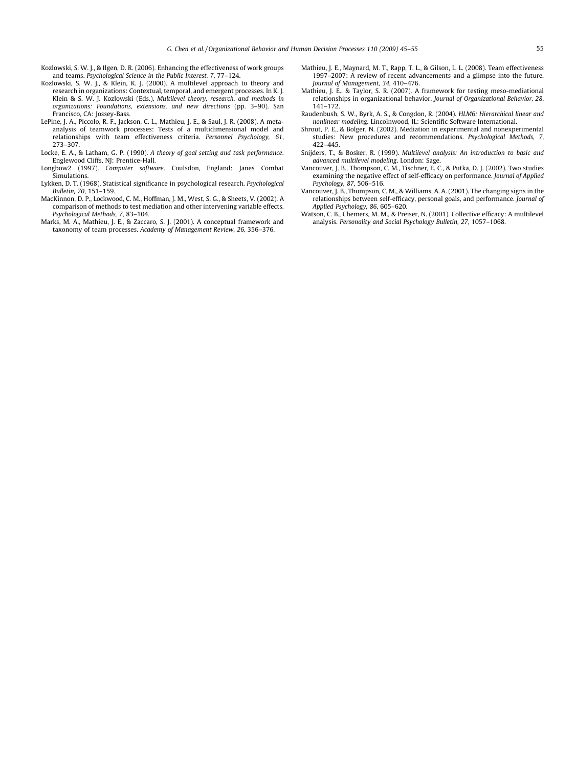Kozlowski, S. W. J., & Ilgen, D. R. (2006). Enhancing the effectiveness of work groups and teams. *Psychological Science in the Public Interest, 7*, 77–124.

Kozlowski, S. W. J., & Klein, K. J. (2000). A multilevel approach to theory and research in organizations: Contextual, temporal, and emergent processes. In K. J. Klein & S. W. J. Kozlowski (Eds.), *Multilevel theory, research, and methods in organizations: Foundations, extensions, and new directions* (pp. 3–90). San Francisco, CA: Jossey-Bass.

LePine, J. A., Piccolo, R. F., Jackson, C. L., Mathieu, J. E., & Saul, J. R. (2008). A meta-analysis of teamwork processes: Tests of a multidimensional model and relationships with team effectiveness criteria. *Personnel Psychology, 61*, 273–307.

Locke, E. A., & Latham, G. P. (1990). *A theory of goal setting and task performance*. Englewood Cliffs, NJ: Prentice-Hall.

Longbow2 (1997). *Computer software*. Coulsdon, England: Janes Combat Simulations.

Lykken, D. T. (1968). Statistical significance in psychological research. *Psychological Bulletin, 70*, 151–159.

MacKinnon, D. P., Lockwood, C. M., Hoffman, J. M., West, S. G., & Sheets, V. (2002). A comparison of methods to test mediation and other intervening variable effects. *Psychological Methods, 7*, 83–104.

Marks, M. A., Mathieu, J. E., & Zaccaro, S. J. (2001). A conceptual framework and taxonomy of team processes. *Academy of Management Review, 26*, 356–376.

Mathieu, J. E., Maynard, M. T., Rapp, T. L., & Gilson, L. L. (2008). Team effectiveness 1997–2007: A review of recent advancements and a glimpse into the future. *Journal of Management, 34*, 410–476.

Mathieu, J. E., & Taylor, S. R. (2007). A framework for testing meso-mediational relationships in organizational behavior. *Journal of Organizational Behavior, 28*, 141–172.

Raudenbush, S. W., Byrk, A. S., & Congdon, R. (2004). *HLM6: Hierarchical linear and nonlinear modeling*. Lincolnwood, IL: Scientific Software International.

Shrout, P. E., & Bolger, N. (2002). Mediation in experimental and nonexperimental studies: New procedures and recommendations. *Psychological Methods, 7*, 422–445.

Snijders, T., & Bosker, R. (1999). *Multilevel analysis: An introduction to basic and advanced multilevel modeling*. London: Sage.

Vancouver, J. B., Thompson, C. M., Tischner, E. C., & Putka, D. J. (2002). Two studies examining the negative effect of self-efficacy on performance. *Journal of Applied Psychology, 87*, 506–516.

Vancouver, J. B., Thompson, C. M., & Williams, A. A. (2001). The changing signs in the relationships between self-efficacy, personal goals, and performance. *Journal of Applied Psychology, 86*, 605–620.

Watson, C. B., Chemers, M. M., & Preiser, N. (2001). Collective efficacy: A multilevel analysis. *Personality and Social Psychology Bulletin, 27*, 1057–1068.